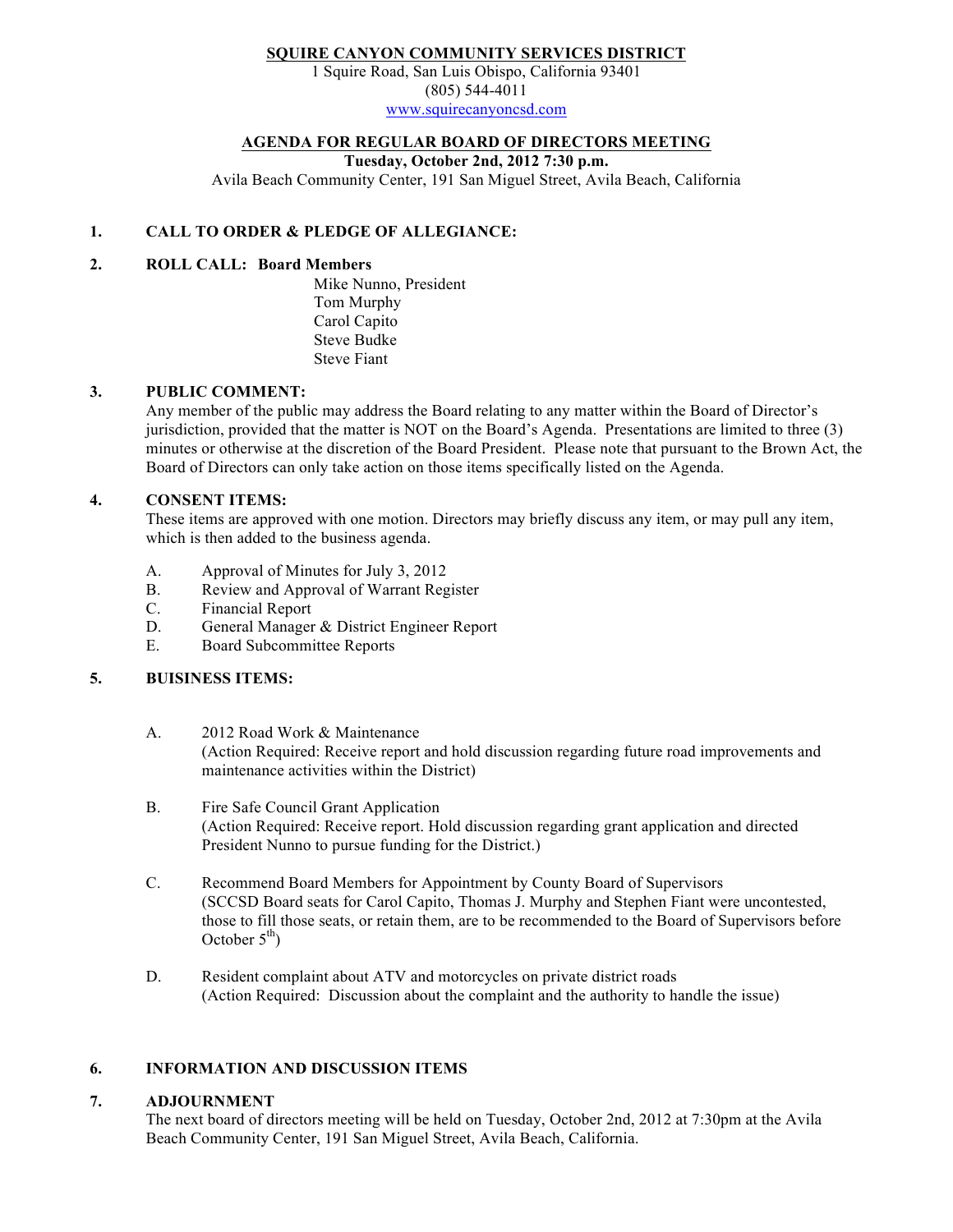**SQUIRE CANYON COMMUNITY SERVICES DISTRICT**

1 Squire Road, San Luis Obispo, California 93401

(805) 544-4011

www.squirecanyoncsd.com

## AGENDA FOR REGULAR BOARD OF DIRECTORS MEETING

**Tuesday, October 2nd, 2012 7:30 p.m.**

Avila Beach Community Center, 191 San Miguel Street, Avila Beach, California

**1. CALL TO ORDER & PLEDGE OF ALLEGIANCE:**

**2. ROLL CALL: Board Members**

Mike Nunno, President
Tom Murphy
Carol Capito
Steve Budke
Steve Fiant

**3. PUBLIC COMMENT:**

Any member of the public may address the Board relating to any matter within the Board of Director's jurisdiction, provided that the matter is NOT on the Board's Agenda. Presentations are limited to three (3) minutes or otherwise at the discretion of the Board President. Please note that pursuant to the Brown Act, the Board of Directors can only take action on those items specifically listed on the Agenda.

**4. CONSENT ITEMS:**

These items are approved with one motion. Directors may briefly discuss any item, or may pull any item, which is then added to the business agenda.

A. Approval of Minutes for July 3, 2012
B. Review and Approval of Warrant Register
C. Financial Report
D. General Manager & District Engineer Report
E. Board Subcommittee Reports

**5. BUISINESS ITEMS:**

A. 2012 Road Work & Maintenance
(Action Required: Receive report and hold discussion regarding future road improvements and maintenance activities within the District)

B. Fire Safe Council Grant Application
(Action Required: Receive report. Hold discussion regarding grant application and directed President Nunno to pursue funding for the District.)

C. Recommend Board Members for Appointment by County Board of Supervisors
(SCCSD Board seats for Carol Capito, Thomas J. Murphy and Stephen Fiant were uncontested, those to fill those seats, or retain them, are to be recommended to the Board of Supervisors before October 5th)

D. Resident complaint about ATV and motorcycles on private district roads
(Action Required: Discussion about the complaint and the authority to handle the issue)

**6. INFORMATION AND DISCUSSION ITEMS**

**7. ADJOURNMENT**

The next board of directors meeting will be held on Tuesday, October 2nd, 2012 at 7:30pm at the Avila Beach Community Center, 191 San Miguel Street, Avila Beach, California.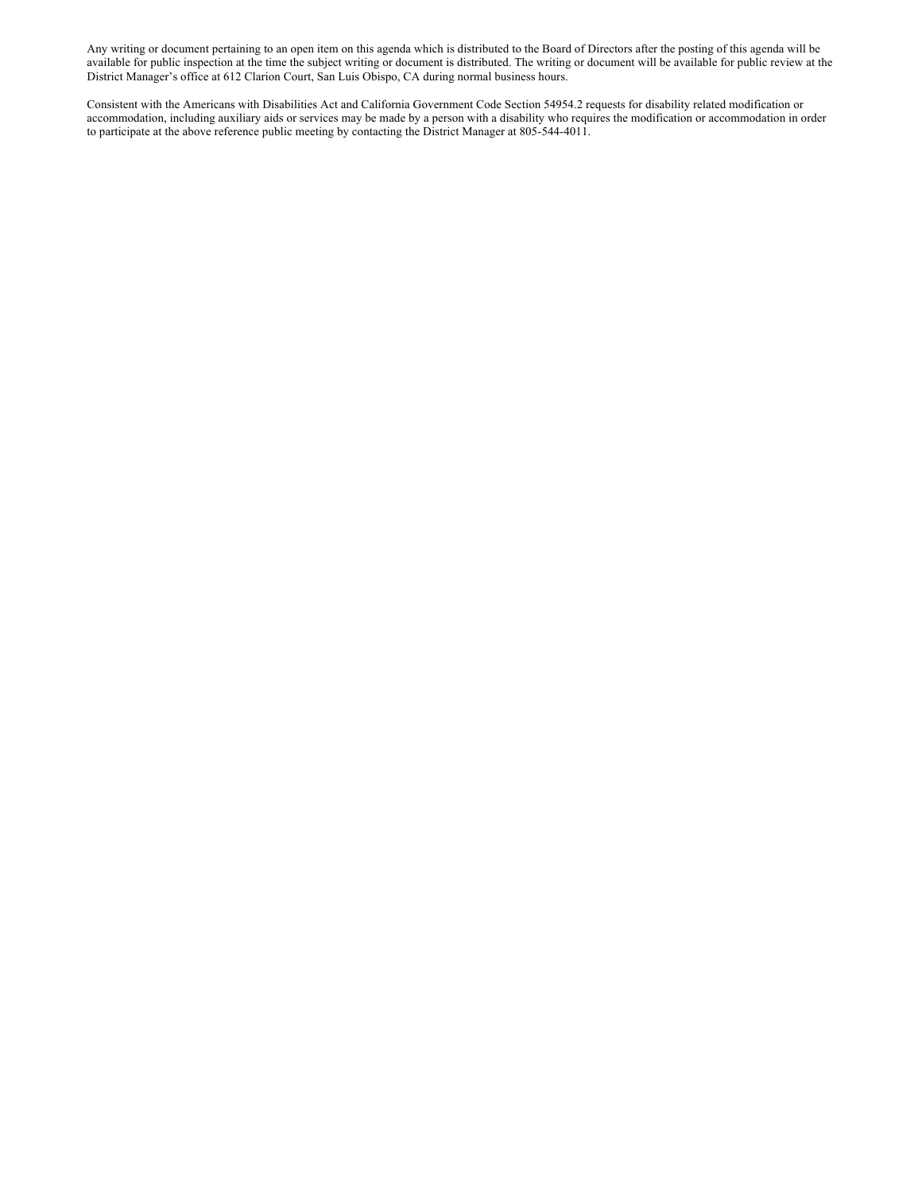Any writing or document pertaining to an open item on this agenda which is distributed to the Board of Directors after the posting of this agenda will be available for public inspection at the time the subject writing or document is distributed. The writing or document will be available for public review at the District Manager's office at 612 Clarion Court, San Luis Obispo, CA during normal business hours.

Consistent with the Americans with Disabilities Act and California Government Code Section 54954.2 requests for disability related modification or accommodation, including auxiliary aids or services may be made by a person with a disability who requires the modification or accommodation in order to participate at the above reference public meeting by contacting the District Manager at 805-544-4011.